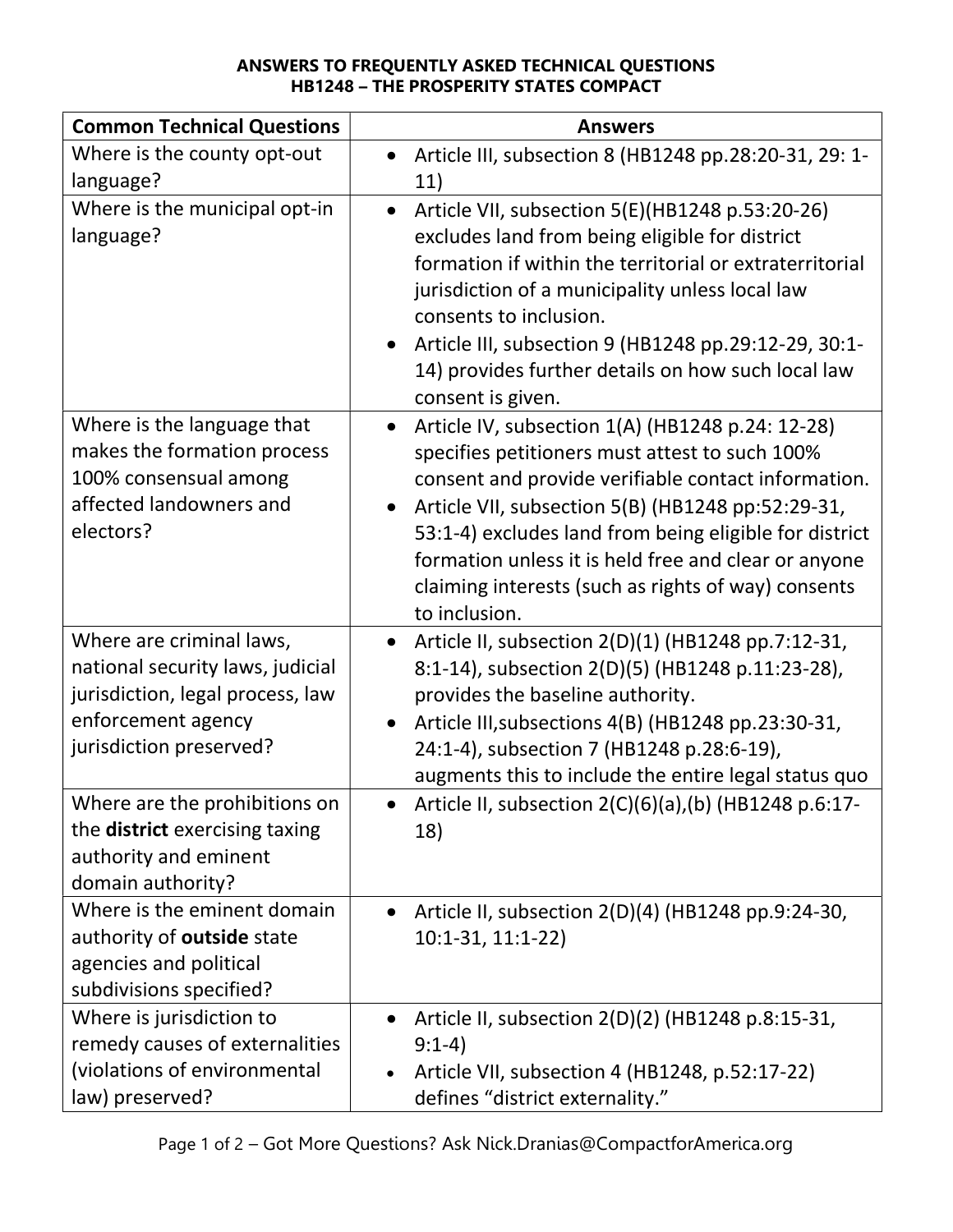**ANSWERS TO FREQUENTLY ASKED TECHNICAL QUESTIONS**
**HB1248 – THE PROSPERITY STATES COMPACT**

| Common Technical Questions | Answers |
|---|---|
| Where is the county opt-out language? | • Article III, subsection 8 (HB1248 pp.28:20-31, 29: 1-11) |
| Where is the municipal opt-in language? | • Article VII, subsection 5(E)(HB1248 p.53:20-26) excludes land from being eligible for district formation if within the territorial or extraterritorial jurisdiction of a municipality unless local law consents to inclusion.<br>• Article III, subsection 9 (HB1248 pp.29:12-29, 30:1-14) provides further details on how such local law consent is given. |
| Where is the language that makes the formation process 100% consensual among affected landowners and electors? | • Article IV, subsection 1(A) (HB1248 p.24: 12-28) specifies petitioners must attest to such 100% consent and provide verifiable contact information.<br>• Article VII, subsection 5(B) (HB1248 pp:52:29-31, 53:1-4) excludes land from being eligible for district formation unless it is held free and clear or anyone claiming interests (such as rights of way) consents to inclusion. |
| Where are criminal laws, national security laws, judicial jurisdiction, legal process, law enforcement agency jurisdiction preserved? | • Article II, subsection 2(D)(1) (HB1248 pp.7:12-31, 8:1-14), subsection 2(D)(5) (HB1248 p.11:23-28), provides the baseline authority.<br>• Article III,subsections 4(B) (HB1248 pp.23:30-31, 24:1-4), subsection 7 (HB1248 p.28:6-19), augments this to include the entire legal status quo |
| Where are the prohibitions on the **district** exercising taxing authority and eminent domain authority? | • Article II, subsection 2(C)(6)(a),(b) (HB1248 p.6:17-18) |
| Where is the eminent domain authority of **outside** state agencies and political subdivisions specified? | • Article II, subsection 2(D)(4) (HB1248 pp.9:24-30, 10:1-31, 11:1-22) |
| Where is jurisdiction to remedy causes of externalities (violations of environmental law) preserved? | • Article II, subsection 2(D)(2) (HB1248 p.8:15-31, 9:1-4)<br>• Article VII, subsection 4 (HB1248, p.52:17-22) defines "district externality." |

Got More Questions? Ask Nick.Dranias@CompactforAmerica.org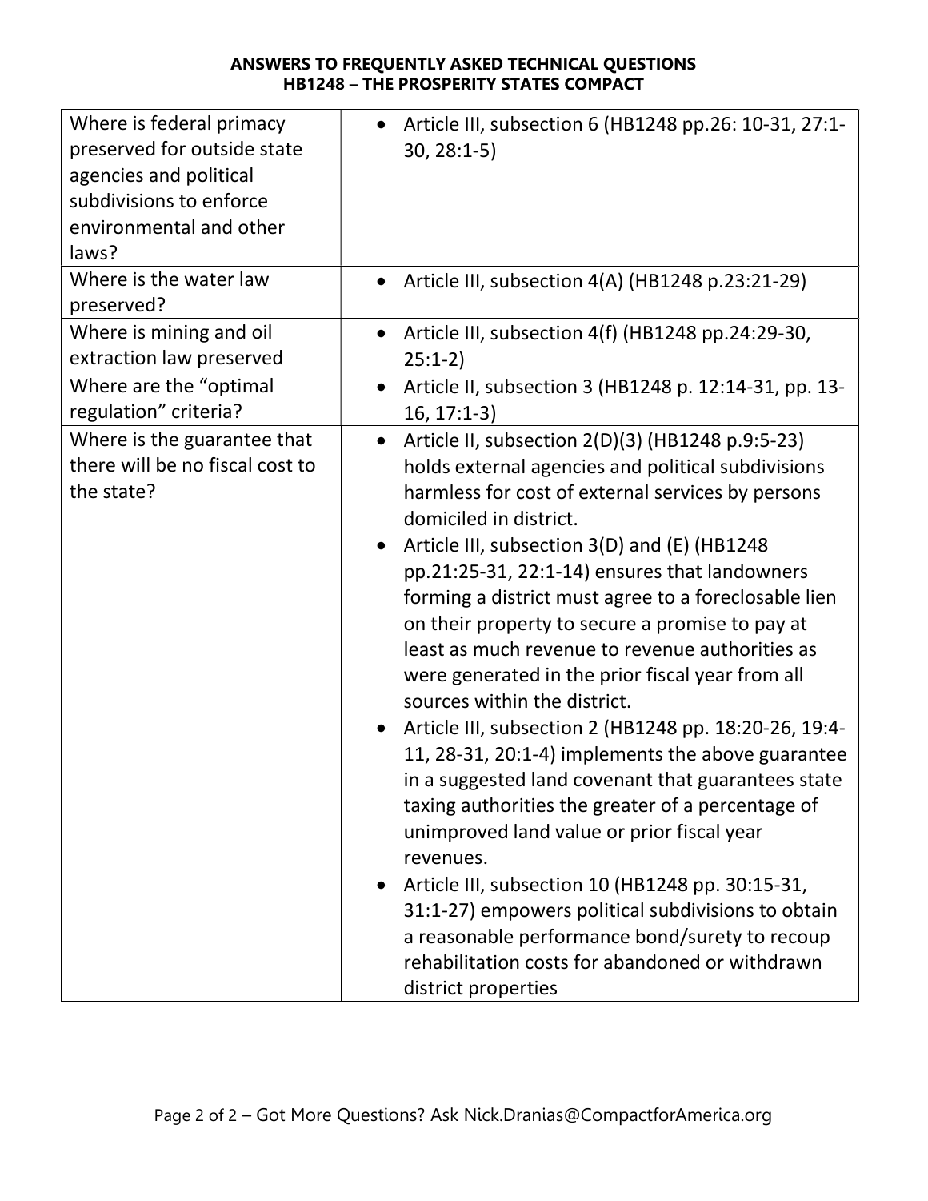**ANSWERS TO FREQUENTLY ASKED TECHNICAL QUESTIONS**
**HB1248 – THE PROSPERITY STATES COMPACT**

| | |
|---|---|
| Where is federal primacy preserved for outside state agencies and political subdivisions to enforce environmental and other laws? | • Article III, subsection 6 (HB1248 pp.26: 10-31, 27:1-30, 28:1-5) |
| Where is the water law preserved? | • Article III, subsection 4(A) (HB1248 p.23:21-29) |
| Where is mining and oil extraction law preserved | • Article III, subsection 4(f) (HB1248 pp.24:29-30, 25:1-2) |
| Where are the "optimal regulation" criteria? | • Article II, subsection 3 (HB1248 p. 12:14-31, pp. 13-16, 17:1-3) |
| Where is the guarantee that there will be no fiscal cost to the state? | • Article II, subsection 2(D)(3) (HB1248 p.9:5-23) holds external agencies and political subdivisions harmless for cost of external services by persons domiciled in district.<br>• Article III, subsection 3(D) and (E) (HB1248 pp.21:25-31, 22:1-14) ensures that landowners forming a district must agree to a foreclosable lien on their property to secure a promise to pay at least as much revenue to revenue authorities as were generated in the prior fiscal year from all sources within the district.<br>• Article III, subsection 2 (HB1248 pp. 18:20-26, 19:4-11, 28-31, 20:1-4) implements the above guarantee in a suggested land covenant that guarantees state taxing authorities the greater of a percentage of unimproved land value or prior fiscal year revenues.<br>• Article III, subsection 10 (HB1248 pp. 30:15-31, 31:1-27) empowers political subdivisions to obtain a reasonable performance bond/surety to recoup rehabilitation costs for abandoned or withdrawn district properties |

Got More Questions? Ask Nick.Dranias@CompactforAmerica.org